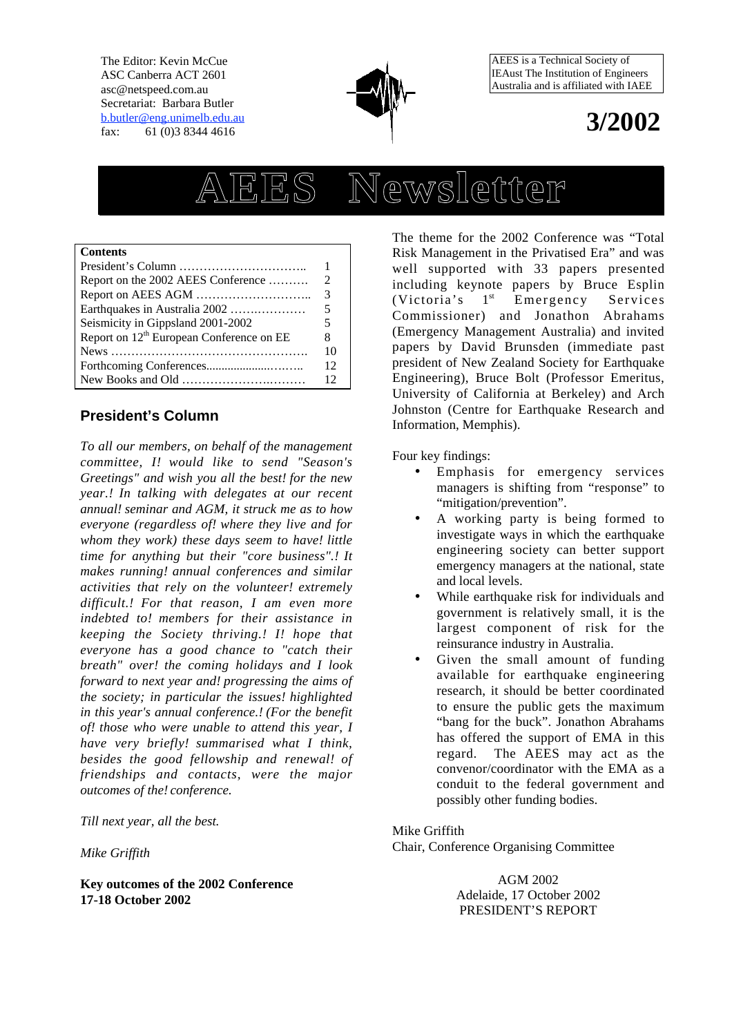The Editor: Kevin McCue
ASC Canberra ACT 2601
asc@netspeed.com.au
Secretariat: Barbara Butler
b.butler@eng.unimelb.edu.au
fax: 61 (0)3 8344 4616

AEES is a Technical Society of IEAust The Institution of Engineers Australia and is affiliated with IAEE

**3/2002**

# AEES Newsletter

| Contents | |
|---|---|
| President's Column ………………………….. | 1 |
| Report on the 2002 AEES Conference ………. | 2 |
| Report on AEES AGM ……………………….. | 3 |
| Earthquakes in Australia 2002 ………………. | 5 |
| Seismicity in Gippsland 2001-2002 | 5 |
| Report on 12th European Conference on EE | 8 |
| News …………………………………………. | 10 |
| Forthcoming Conferences...................……… | 12 |
| New Books and Old ………………….……… | 12 |

## President's Column

*To all our members, on behalf of the management committee, I! would like to send "Season's Greetings" and wish you all the best! for the new year.! In talking with delegates at our recent annual! seminar and AGM, it struck me as to how everyone (regardless of! where they live and for whom they work) these days seem to have! little time for anything but their "core business".! It makes running! annual conferences and similar activities that rely on the volunteer! extremely difficult.! For that reason, I am even more indebted to! members for their assistance in keeping the Society thriving.! I! hope that everyone has a good chance to "catch their breath" over! the coming holidays and I look forward to next year and! progressing the aims of the society; in particular the issues! highlighted in this year's annual conference.! (For the benefit of! those who were unable to attend this year, I have very briefly! summarised what I think, besides the good fellowship and renewal! of friendships and contacts, were the major outcomes of the! conference.*

*Till next year, all the best.*

*Mike Griffith*

**Key outcomes of the 2002 Conference**
**17-18 October 2002**

The theme for the 2002 Conference was "Total Risk Management in the Privatised Era" and was well supported with 33 papers presented including keynote papers by Bruce Esplin (Victoria's 1st Emergency Services Commissioner) and Jonathon Abrahams (Emergency Management Australia) and invited papers by David Brunsden (immediate past president of New Zealand Society for Earthquake Engineering), Bruce Bolt (Professor Emeritus, University of California at Berkeley) and Arch Johnston (Centre for Earthquake Research and Information, Memphis).

Four key findings:

- Emphasis for emergency services managers is shifting from "response" to "mitigation/prevention".
- A working party is being formed to investigate ways in which the earthquake engineering society can better support emergency managers at the national, state and local levels.
- While earthquake risk for individuals and government is relatively small, it is the largest component of risk for the reinsurance industry in Australia.
- Given the small amount of funding available for earthquake engineering research, it should be better coordinated to ensure the public gets the maximum "bang for the buck". Jonathon Abrahams has offered the support of EMA in this regard. The AEES may act as the convenor/coordinator with the EMA as a conduit to the federal government and possibly other funding bodies.

Mike Griffith
Chair, Conference Organising Committee

AGM 2002
Adelaide, 17 October 2002
PRESIDENT'S REPORT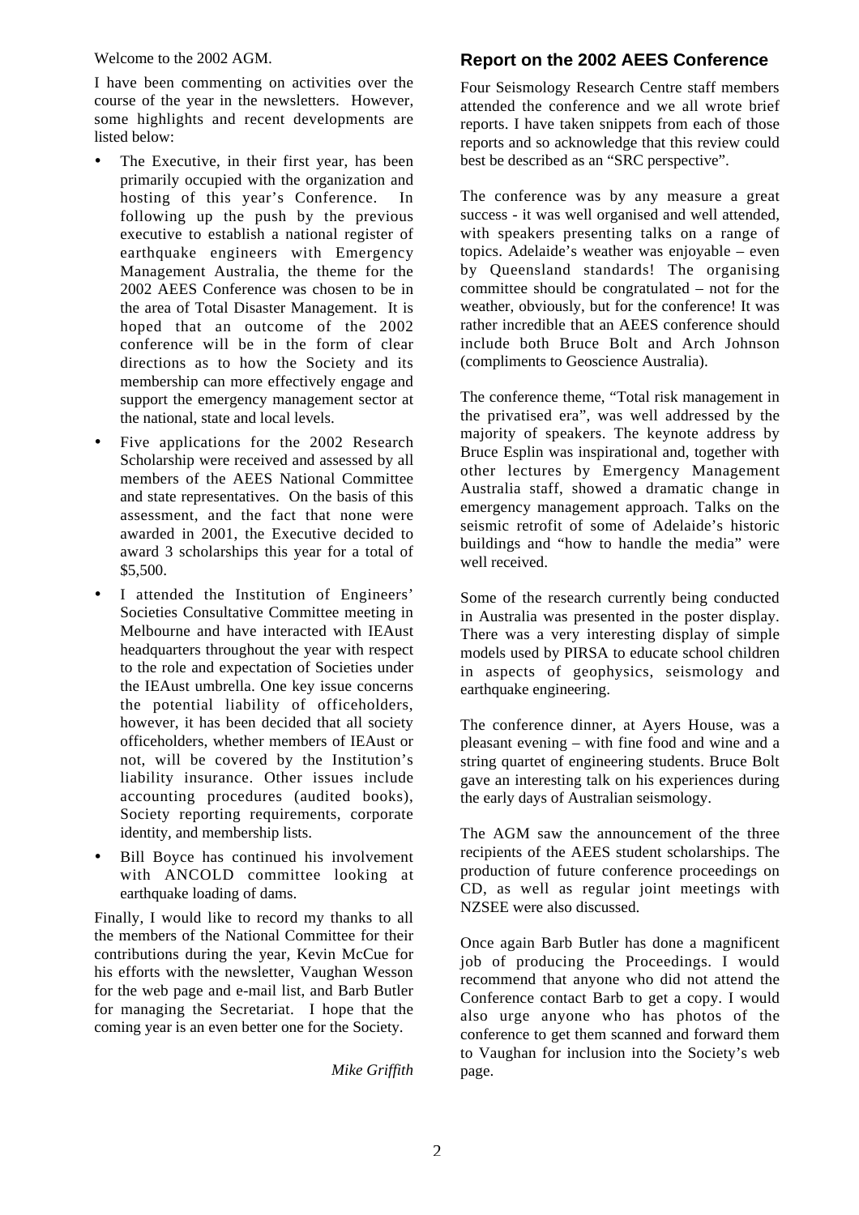Welcome to the 2002 AGM.

I have been commenting on activities over the course of the year in the newsletters. However, some highlights and recent developments are listed below:

- The Executive, in their first year, has been primarily occupied with the organization and hosting of this year's Conference. In following up the push by the previous executive to establish a national register of earthquake engineers with Emergency Management Australia, the theme for the 2002 AEES Conference was chosen to be in the area of Total Disaster Management. It is hoped that an outcome of the 2002 conference will be in the form of clear directions as to how the Society and its membership can more effectively engage and support the emergency management sector at the national, state and local levels.
- Five applications for the 2002 Research Scholarship were received and assessed by all members of the AEES National Committee and state representatives. On the basis of this assessment, and the fact that none were awarded in 2001, the Executive decided to award 3 scholarships this year for a total of $5,500.
- I attended the Institution of Engineers' Societies Consultative Committee meeting in Melbourne and have interacted with IEAust headquarters throughout the year with respect to the role and expectation of Societies under the IEAust umbrella. One key issue concerns the potential liability of officeholders, however, it has been decided that all society officeholders, whether members of IEAust or not, will be covered by the Institution's liability insurance. Other issues include accounting procedures (audited books), Society reporting requirements, corporate identity, and membership lists.
- Bill Boyce has continued his involvement with ANCOLD committee looking at earthquake loading of dams.

Finally, I would like to record my thanks to all the members of the National Committee for their contributions during the year, Kevin McCue for his efforts with the newsletter, Vaughan Wesson for the web page and e-mail list, and Barb Butler for managing the Secretariat. I hope that the coming year is an even better one for the Society.

*Mike Griffith*

## Report on the 2002 AEES Conference

Four Seismology Research Centre staff members attended the conference and we all wrote brief reports. I have taken snippets from each of those reports and so acknowledge that this review could best be described as an "SRC perspective".

The conference was by any measure a great success - it was well organised and well attended, with speakers presenting talks on a range of topics. Adelaide's weather was enjoyable – even by Queensland standards! The organising committee should be congratulated – not for the weather, obviously, but for the conference! It was rather incredible that an AEES conference should include both Bruce Bolt and Arch Johnson (compliments to Geoscience Australia).

The conference theme, "Total risk management in the privatised era", was well addressed by the majority of speakers. The keynote address by Bruce Esplin was inspirational and, together with other lectures by Emergency Management Australia staff, showed a dramatic change in emergency management approach. Talks on the seismic retrofit of some of Adelaide's historic buildings and "how to handle the media" were well received.

Some of the research currently being conducted in Australia was presented in the poster display. There was a very interesting display of simple models used by PIRSA to educate school children in aspects of geophysics, seismology and earthquake engineering.

The conference dinner, at Ayers House, was a pleasant evening – with fine food and wine and a string quartet of engineering students. Bruce Bolt gave an interesting talk on his experiences during the early days of Australian seismology.

The AGM saw the announcement of the three recipients of the AEES student scholarships. The production of future conference proceedings on CD, as well as regular joint meetings with NZSEE were also discussed.

Once again Barb Butler has done a magnificent job of producing the Proceedings. I would recommend that anyone who did not attend the Conference contact Barb to get a copy. I would also urge anyone who has photos of the conference to get them scanned and forward them to Vaughan for inclusion into the Society's web page.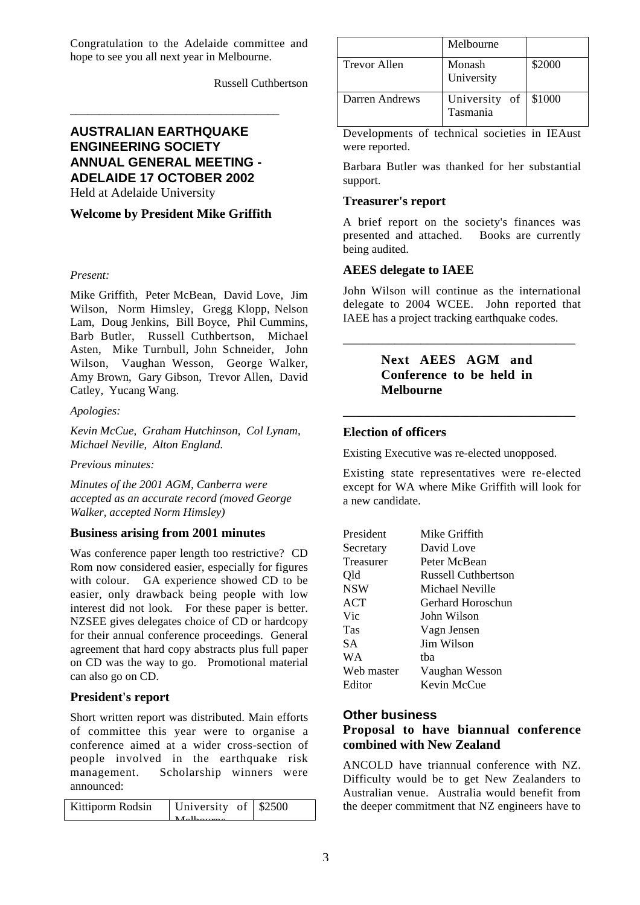Congratulation to the Adelaide committee and hope to see you all next year in Melbourne.

Russell Cuthbertson

---

## AUSTRALIAN EARTHQUAKE ENGINEERING SOCIETY ANNUAL GENERAL MEETING - ADELAIDE 17 OCTOBER 2002

Held at Adelaide University

### Welcome by President Mike Griffith

*Present:*

Mike Griffith, Peter McBean, David Love, Jim Wilson, Norm Himsley, Gregg Klopp, Nelson Lam, Doug Jenkins, Bill Boyce, Phil Cummins, Barb Butler, Russell Cuthbertson, Michael Asten, Mike Turnbull, John Schneider, John Wilson, Vaughan Wesson, George Walker, Amy Brown, Gary Gibson, Trevor Allen, David Catley, Yucang Wang.

*Apologies:*

*Kevin McCue, Graham Hutchinson, Col Lynam, Michael Neville, Alton England.*

*Previous minutes:*

*Minutes of the 2001 AGM, Canberra were accepted as an accurate record (moved George Walker, accepted Norm Himsley)*

### Business arising from 2001 minutes

Was conference paper length too restrictive? CD Rom now considered easier, especially for figures with colour. GA experience showed CD to be easier, only drawback being people with low interest did not look. For these paper is better. NZSEE gives delegates choice of CD or hardcopy for their annual conference proceedings. General agreement that hard copy abstracts plus full paper on CD was the way to go. Promotional material can also go on CD.

### President's report

Short written report was distributed. Main efforts of committee this year were to organise a conference aimed at a wider cross-section of people involved in the earthquake risk management. Scholarship winners were announced:

| | | |
|---|---|---|
| Kittiporm Rodsin | University of Melbourne | $2500 |
| Trevor Allen | Monash University | $2000 |
| Darren Andrews | University of Tasmania | $1000 |

Developments of technical societies in IEAust were reported.

Barbara Butler was thanked for her substantial support.

### Treasurer's report

A brief report on the society's finances was presented and attached. Books are currently being audited.

### AEES delegate to IAEE

John Wilson will continue as the international delegate to 2004 WCEE. John reported that IAEE has a project tracking earthquake codes.

---

**Next AEES AGM and Conference to be held in Melbourne**

---

### Election of officers

Existing Executive was re-elected unopposed.

Existing state representatives were re-elected except for WA where Mike Griffith will look for a new candidate.

| | |
|---|---|
| President | Mike Griffith |
| Secretary | David Love |
| Treasurer | Peter McBean |
| Qld | Russell Cuthbertson |
| NSW | Michael Neville |
| ACT | Gerhard Horoschun |
| Vic | John Wilson |
| Tas | Vagn Jensen |
| SA | Jim Wilson |
| WA | tba |
| Web master | Vaughan Wesson |
| Editor | Kevin McCue |

### Other business

#### Proposal to have biannual conference combined with New Zealand

ANCOLD have triannual conference with NZ. Difficulty would be to get New Zealanders to Australian venue. Australia would benefit from the deeper commitment that NZ engineers have to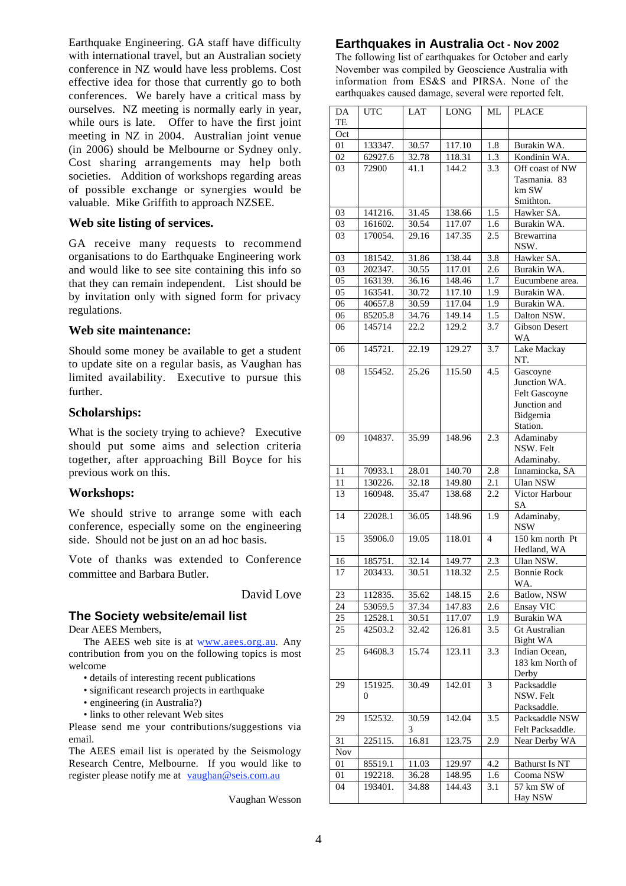Earthquake Engineering. GA staff have difficulty with international travel, but an Australian society conference in NZ would have less problems. Cost effective idea for those that currently go to both conferences. We barely have a critical mass by ourselves. NZ meeting is normally early in year, while ours is late. Offer to have the first joint meeting in NZ in 2004. Australian joint venue (in 2006) should be Melbourne or Sydney only. Cost sharing arrangements may help both societies. Addition of workshops regarding areas of possible exchange or synergies would be valuable. Mike Griffith to approach NZSEE.

### Web site listing of services.

GA receive many requests to recommend organisations to do Earthquake Engineering work and would like to see site containing this info so that they can remain independent. List should be by invitation only with signed form for privacy regulations.

### Web site maintenance:

Should some money be available to get a student to update site on a regular basis, as Vaughan has limited availability. Executive to pursue this further.

### Scholarships:

What is the society trying to achieve? Executive should put some aims and selection criteria together, after approaching Bill Boyce for his previous work on this.

### Workshops:

We should strive to arrange some with each conference, especially some on the engineering side. Should not be just on an ad hoc basis.

Vote of thanks was extended to Conference committee and Barbara Butler.

David Love

## The Society website/email list

Dear AEES Members,

The AEES web site is at www.aees.org.au. Any contribution from you on the following topics is most welcome

- details of interesting recent publications
- significant research projects in earthquake
- engineering (in Australia?)
- links to other relevant Web sites

Please send me your contributions/suggestions via email.

The AEES email list is operated by the Seismology Research Centre, Melbourne. If you would like to register please notify me at vaughan@seis.com.au

Vaughan Wesson

## Earthquakes in Australia Oct - Nov 2002

The following list of earthquakes for October and early November was compiled by Geoscience Australia with information from ES&S and PIRSA. None of the earthquakes caused damage, several were reported felt.

| DATE | UTC | LAT | LONG | ML | PLACE |
|---|---|---|---|---|---|
| Oct | | | | | |
| 01 | 133347. | 30.57 | 117.10 | 1.8 | Burakin WA. |
| 02 | 62927.6 | 32.78 | 118.31 | 1.3 | Kondinin WA. |
| 03 | 72900 | 41.1 | 144.2 | 3.3 | Off coast of NW Tasmania. 83 km SW Smithton. |
| 03 | 141216. | 31.45 | 138.66 | 1.5 | Hawker SA. |
| 03 | 161602. | 30.54 | 117.07 | 1.6 | Burakin WA. |
| 03 | 170054. | 29.16 | 147.35 | 2.5 | Brewarrina NSW. |
| 03 | 181542. | 31.86 | 138.44 | 3.8 | Hawker SA. |
| 03 | 202347. | 30.55 | 117.01 | 2.6 | Burakin WA. |
| 05 | 163139. | 36.16 | 148.46 | 1.7 | Eucumbene area. |
| 05 | 163541. | 30.72 | 117.10 | 1.9 | Burakin WA. |
| 06 | 40657.8 | 30.59 | 117.04 | 1.9 | Burakin WA. |
| 06 | 85205.8 | 34.76 | 149.14 | 1.5 | Dalton NSW. |
| 06 | 145714 | 22.2 | 129.2 | 3.7 | Gibson Desert WA |
| 06 | 145721. | 22.19 | 129.27 | 3.7 | Lake Mackay NT. |
| 08 | 155452. | 25.26 | 115.50 | 4.5 | Gascoyne Junction WA. Felt Gascoyne Junction and Bidgemia Station. |
| 09 | 104837. | 35.99 | 148.96 | 2.3 | Adaminaby NSW. Felt Adaminaby. |
| 11 | 70933.1 | 28.01 | 140.70 | 2.8 | Innamincka, SA |
| 11 | 130226. | 32.18 | 149.80 | 2.1 | Ulan NSW |
| 13 | 160948. | 35.47 | 138.68 | 2.2 | Victor Harbour SA |
| 14 | 22028.1 | 36.05 | 148.96 | 1.9 | Adaminaby, NSW |
| 15 | 35906.0 | 19.05 | 118.01 | 4 | 150 km north Pt Hedland, WA |
| 16 | 185751. | 32.14 | 149.77 | 2.3 | Ulan NSW. |
| 17 | 203433. | 30.51 | 118.32 | 2.5 | Bonnie Rock WA. |
| 23 | 112835. | 35.62 | 148.15 | 2.6 | Batlow, NSW |
| 24 | 53059.5 | 37.34 | 147.83 | 2.6 | Ensay VIC |
| 25 | 12528.1 | 30.51 | 117.07 | 1.9 | Burakin WA |
| 25 | 42503.2 | 32.42 | 126.81 | 3.5 | Gt Australian Bight WA |
| 25 | 64608.3 | 15.74 | 123.11 | 3.3 | Indian Ocean, 183 km North of Derby |
| 29 | 151925.0 | 30.49 | 142.01 | 3 | Packsaddle NSW. Felt Packsaddle. |
| 29 | 152532. | 30.593 | 142.04 | 3.5 | Packsaddle NSW Felt Packsaddle. |
| 31 | 225115. | 16.81 | 123.75 | 2.9 | Near Derby WA |
| Nov | | | | | |
| 01 | 85519.1 | 11.03 | 129.97 | 4.2 | Bathurst Is NT |
| 01 | 192218. | 36.28 | 148.95 | 1.6 | Cooma NSW |
| 04 | 193401. | 34.88 | 144.43 | 3.1 | 57 km SW of Hay NSW |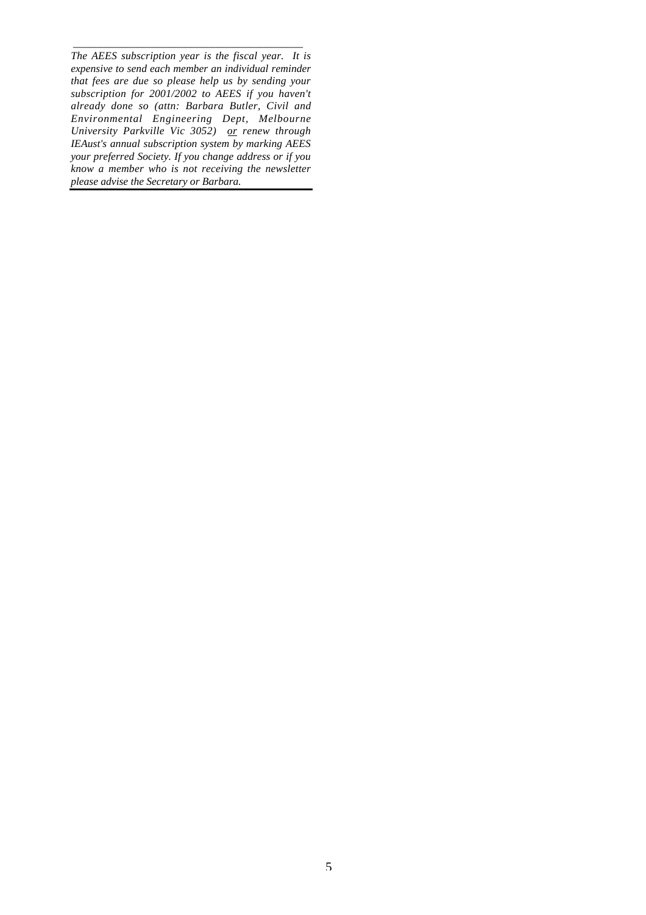*The AEES subscription year is the fiscal year. It is expensive to send each member an individual reminder that fees are due so please help us by sending your subscription for 2001/2002 to AEES if you haven't already done so (attn: Barbara Butler, Civil and Environmental Engineering Dept, Melbourne University Parkville Vic 3052) <u>or</u> renew through IEAust's annual subscription system by marking AEES your preferred Society. If you change address or if you know a member who is not receiving the newsletter please advise the Secretary or Barbara.*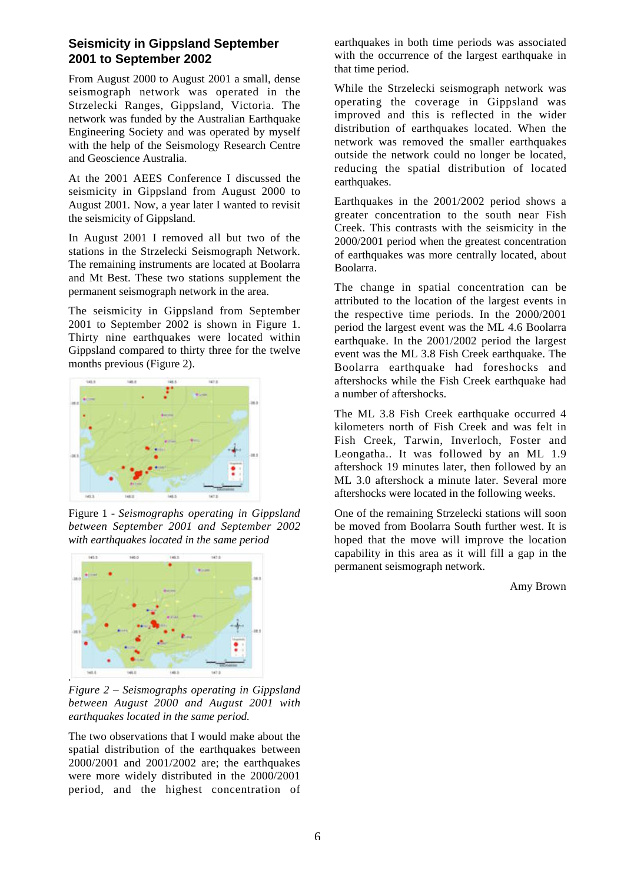## Seismicity in Gippsland September 2001 to September 2002

From August 2000 to August 2001 a small, dense seismograph network was operated in the Strzelecki Ranges, Gippsland, Victoria. The network was funded by the Australian Earthquake Engineering Society and was operated by myself with the help of the Seismology Research Centre and Geoscience Australia.

At the 2001 AEES Conference I discussed the seismicity in Gippsland from August 2000 to August 2001. Now, a year later I wanted to revisit the seismicity of Gippsland.

In August 2001 I removed all but two of the stations in the Strzelecki Seismograph Network. The remaining instruments are located at Boolarra and Mt Best. These two stations supplement the permanent seismograph network in the area.

The seismicity in Gippsland from September 2001 to September 2002 is shown in Figure 1. Thirty nine earthquakes were located within Gippsland compared to thirty three for the twelve months previous (Figure 2).

Figure 1 - *Seismographs operating in Gippsland between September 2001 and September 2002 with earthquakes located in the same period*

*Figure 2 – Seismographs operating in Gippsland between August 2000 and August 2001 with earthquakes located in the same period.*

The two observations that I would make about the spatial distribution of the earthquakes between 2000/2001 and 2001/2002 are; the earthquakes were more widely distributed in the 2000/2001 period, and the highest concentration of earthquakes in both time periods was associated with the occurrence of the largest earthquake in that time period.

While the Strzelecki seismograph network was operating the coverage in Gippsland was improved and this is reflected in the wider distribution of earthquakes located. When the network was removed the smaller earthquakes outside the network could no longer be located, reducing the spatial distribution of located earthquakes.

Earthquakes in the 2001/2002 period shows a greater concentration to the south near Fish Creek. This contrasts with the seismicity in the 2000/2001 period when the greatest concentration of earthquakes was more centrally located, about Boolarra.

The change in spatial concentration can be attributed to the location of the largest events in the respective time periods. In the 2000/2001 period the largest event was the ML 4.6 Boolarra earthquake. In the 2001/2002 period the largest event was the ML 3.8 Fish Creek earthquake. The Boolarra earthquake had foreshocks and aftershocks while the Fish Creek earthquake had a number of aftershocks.

The ML 3.8 Fish Creek earthquake occurred 4 kilometers north of Fish Creek and was felt in Fish Creek, Tarwin, Inverloch, Foster and Leongatha.. It was followed by an ML 1.9 aftershock 19 minutes later, then followed by an ML 3.0 aftershock a minute later. Several more aftershocks were located in the following weeks.

One of the remaining Strzelecki stations will soon be moved from Boolarra South further west. It is hoped that the move will improve the location capability in this area as it will fill a gap in the permanent seismograph network.

Amy Brown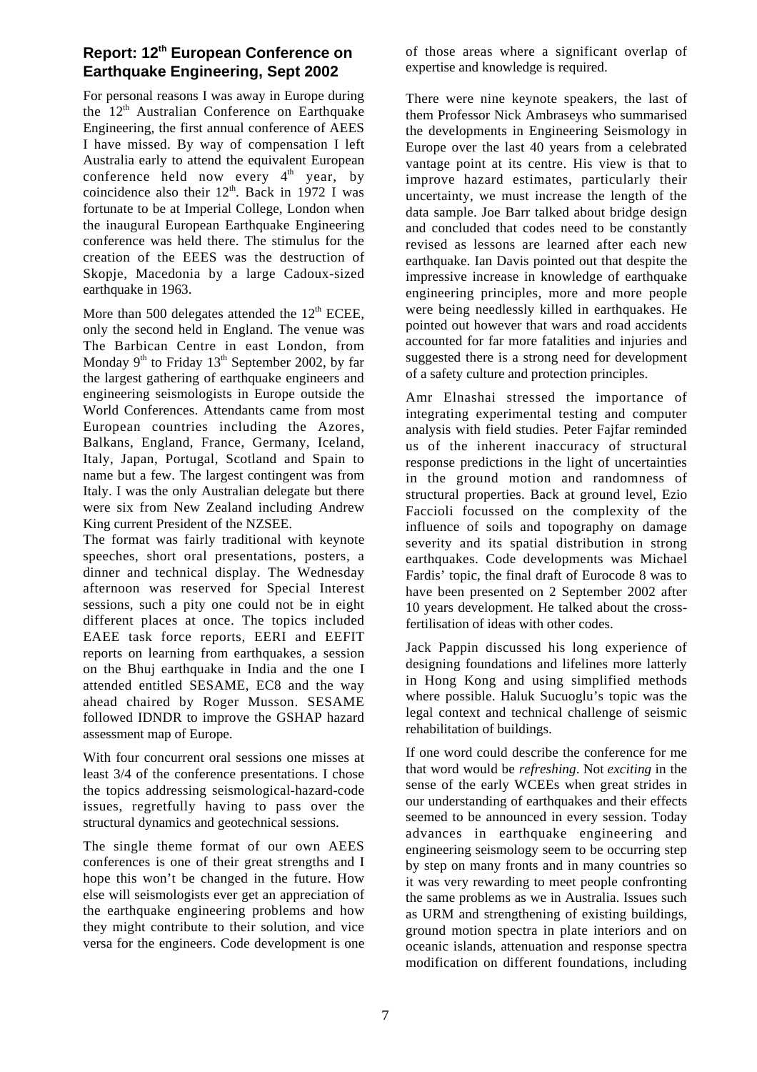## Report: 12th European Conference on Earthquake Engineering, Sept 2002

For personal reasons I was away in Europe during the 12th Australian Conference on Earthquake Engineering, the first annual conference of AEES I have missed. By way of compensation I left Australia early to attend the equivalent European conference held now every 4th year, by coincidence also their 12th. Back in 1972 I was fortunate to be at Imperial College, London when the inaugural European Earthquake Engineering conference was held there. The stimulus for the creation of the EEES was the destruction of Skopje, Macedonia by a large Cadoux-sized earthquake in 1963.

More than 500 delegates attended the 12th ECEE, only the second held in England. The venue was The Barbican Centre in east London, from Monday 9th to Friday 13th September 2002, by far the largest gathering of earthquake engineers and engineering seismologists in Europe outside the World Conferences. Attendants came from most European countries including the Azores, Balkans, England, France, Germany, Iceland, Italy, Japan, Portugal, Scotland and Spain to name but a few. The largest contingent was from Italy. I was the only Australian delegate but there were six from New Zealand including Andrew King current President of the NZSEE.

The format was fairly traditional with keynote speeches, short oral presentations, posters, a dinner and technical display. The Wednesday afternoon was reserved for Special Interest sessions, such a pity one could not be in eight different places at once. The topics included EAEE task force reports, EERI and EEFIT reports on learning from earthquakes, a session on the Bhuj earthquake in India and the one I attended entitled SESAME, EC8 and the way ahead chaired by Roger Musson. SESAME followed IDNDR to improve the GSHAP hazard assessment map of Europe.

With four concurrent oral sessions one misses at least 3/4 of the conference presentations. I chose the topics addressing seismological-hazard-code issues, regretfully having to pass over the structural dynamics and geotechnical sessions.

The single theme format of our own AEES conferences is one of their great strengths and I hope this won't be changed in the future. How else will seismologists ever get an appreciation of the earthquake engineering problems and how they might contribute to their solution, and vice versa for the engineers. Code development is one of those areas where a significant overlap of expertise and knowledge is required.

There were nine keynote speakers, the last of them Professor Nick Ambraseys who summarised the developments in Engineering Seismology in Europe over the last 40 years from a celebrated vantage point at its centre. His view is that to improve hazard estimates, particularly their uncertainty, we must increase the length of the data sample. Joe Barr talked about bridge design and concluded that codes need to be constantly revised as lessons are learned after each new earthquake. Ian Davis pointed out that despite the impressive increase in knowledge of earthquake engineering principles, more and more people were being needlessly killed in earthquakes. He pointed out however that wars and road accidents accounted for far more fatalities and injuries and suggested there is a strong need for development of a safety culture and protection principles.

Amr Elnashai stressed the importance of integrating experimental testing and computer analysis with field studies. Peter Fajfar reminded us of the inherent inaccuracy of structural response predictions in the light of uncertainties in the ground motion and randomness of structural properties. Back at ground level, Ezio Faccioli focussed on the complexity of the influence of soils and topography on damage severity and its spatial distribution in strong earthquakes. Code developments was Michael Fardis' topic, the final draft of Eurocode 8 was to have been presented on 2 September 2002 after 10 years development. He talked about the cross-fertilisation of ideas with other codes.

Jack Pappin discussed his long experience of designing foundations and lifelines more latterly in Hong Kong and using simplified methods where possible. Haluk Sucuoglu's topic was the legal context and technical challenge of seismic rehabilitation of buildings.

If one word could describe the conference for me that word would be *refreshing*. Not *exciting* in the sense of the early WCEEs when great strides in our understanding of earthquakes and their effects seemed to be announced in every session. Today advances in earthquake engineering and engineering seismology seem to be occurring step by step on many fronts and in many countries so it was very rewarding to meet people confronting the same problems as we in Australia. Issues such as URM and strengthening of existing buildings, ground motion spectra in plate interiors and on oceanic islands, attenuation and response spectra modification on different foundations, including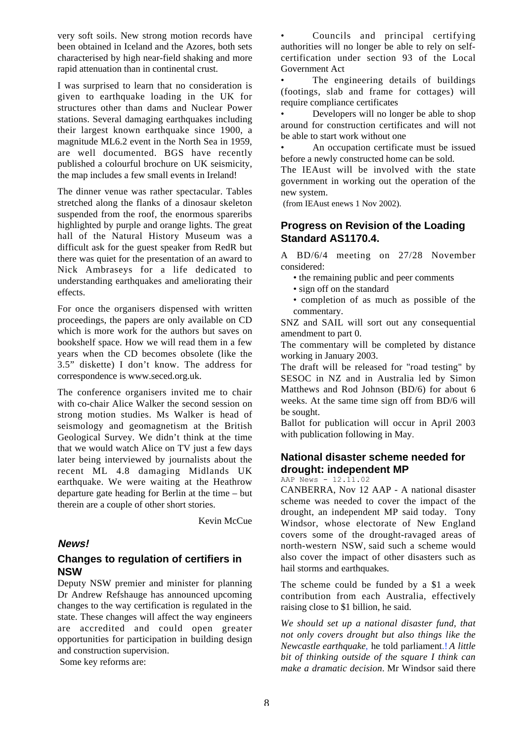very soft soils. New strong motion records have been obtained in Iceland and the Azores, both sets characterised by high near-field shaking and more rapid attenuation than in continental crust.

I was surprised to learn that no consideration is given to earthquake loading in the UK for structures other than dams and Nuclear Power stations. Several damaging earthquakes including their largest known earthquake since 1900, a magnitude ML6.2 event in the North Sea in 1959, are well documented. BGS have recently published a colourful brochure on UK seismicity, the map includes a few small events in Ireland!

The dinner venue was rather spectacular. Tables stretched along the flanks of a dinosaur skeleton suspended from the roof, the enormous spareribs highlighted by purple and orange lights. The great hall of the Natural History Museum was a difficult ask for the guest speaker from RedR but there was quiet for the presentation of an award to Nick Ambraseys for a life dedicated to understanding earthquakes and ameliorating their effects.

For once the organisers dispensed with written proceedings, the papers are only available on CD which is more work for the authors but saves on bookshelf space. How we will read them in a few years when the CD becomes obsolete (like the 3.5" diskette) I don't know. The address for correspondence is www.seced.org.uk.

The conference organisers invited me to chair with co-chair Alice Walker the second session on strong motion studies. Ms Walker is head of seismology and geomagnetism at the British Geological Survey. We didn't think at the time that we would watch Alice on TV just a few days later being interviewed by journalists about the recent ML 4.8 damaging Midlands UK earthquake. We were waiting at the Heathrow departure gate heading for Berlin at the time – but therein are a couple of other short stories.

Kevin McCue

### *News!*

## Changes to regulation of certifiers in NSW

Deputy NSW premier and minister for planning Dr Andrew Refshauge has announced upcoming changes to the way certification is regulated in the state. These changes will affect the way engineers are accredited and could open greater opportunities for participation in building design and construction supervision.

Some key reforms are:

- Councils and principal certifying authorities will no longer be able to rely on self-certification under section 93 of the Local Government Act
- The engineering details of buildings (footings, slab and frame for cottages) will require compliance certificates
- Developers will no longer be able to shop around for construction certificates and will not be able to start work without one
- An occupation certificate must be issued before a newly constructed home can be sold.

The IEAust will be involved with the state government in working out the operation of the new system.

(from IEAust enews 1 Nov 2002).

## Progress on Revision of the Loading Standard AS1170.4.

A BD/6/4 meeting on 27/28 November considered:

- the remaining public and peer comments
- sign off on the standard
- completion of as much as possible of the commentary.

SNZ and SAIL will sort out any consequential amendment to part 0.

The commentary will be completed by distance working in January 2003.

The draft will be released for "road testing" by SESOC in NZ and in Australia led by Simon Matthews and Rod Johnson (BD/6) for about 6 weeks. At the same time sign off from BD/6 will be sought.

Ballot for publication will occur in April 2003 with publication following in May.

## National disaster scheme needed for drought: independent MP

AAP News - 12.11.02

CANBERRA, Nov 12 AAP - A national disaster scheme was needed to cover the impact of the drought, an independent MP said today. Tony Windsor, whose electorate of New England covers some of the drought-ravaged areas of north-western NSW, said such a scheme would also cover the impact of other disasters such as hail storms and earthquakes.

The scheme could be funded by a $1 a week contribution from each Australia, effectively raising close to $1 billion, he said.

*We should set up a national disaster fund, that not only covers drought but also things like the Newcastle earthquake*, he told parliament.! *A little bit of thinking outside of the square I think can make a dramatic decision*. Mr Windsor said there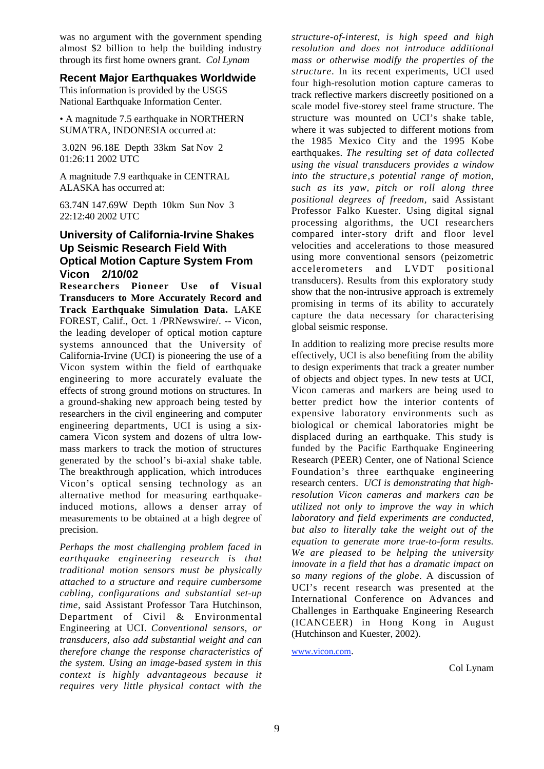was no argument with the government spending almost $2 billion to help the building industry through its first home owners grant. *Col Lynam*

## Recent Major Earthquakes Worldwide

This information is provided by the USGS National Earthquake Information Center.

• A magnitude 7.5 earthquake in NORTHERN SUMATRA, INDONESIA occurred at:

3.02N 96.18E Depth 33km Sat Nov 2 01:26:11 2002 UTC

A magnitude 7.9 earthquake in CENTRAL ALASKA has occurred at:

63.74N 147.69W Depth 10km Sun Nov 3 22:12:40 2002 UTC

## University of California-Irvine Shakes Up Seismic Research Field With Optical Motion Capture System From Vicon 2/10/02

**Researchers Pioneer Use of Visual Transducers to More Accurately Record and Track Earthquake Simulation Data.** LAKE FOREST, Calif., Oct. 1 /PRNewswire/. -- Vicon, the leading developer of optical motion capture systems announced that the University of California-Irvine (UCI) is pioneering the use of a Vicon system within the field of earthquake engineering to more accurately evaluate the effects of strong ground motions on structures. In a ground-shaking new approach being tested by researchers in the civil engineering and computer engineering departments, UCI is using a six-camera Vicon system and dozens of ultra low-mass markers to track the motion of structures generated by the school's bi-axial shake table. The breakthrough application, which introduces Vicon's optical sensing technology as an alternative method for measuring earthquake-induced motions, allows a denser array of measurements to be obtained at a high degree of precision.

*Perhaps the most challenging problem faced in earthquake engineering research is that traditional motion sensors must be physically attached to a structure and require cumbersome cabling, configurations and substantial set-up time*, said Assistant Professor Tara Hutchinson, Department of Civil & Environmental Engineering at UCI. *Conventional sensors, or transducers, also add substantial weight and can therefore change the response characteristics of the system. Using an image-based system in this context is highly advantageous because it requires very little physical contact with the structure-of-interest, is high speed and high resolution and does not introduce additional mass or otherwise modify the properties of the structure*. In its recent experiments, UCI used four high-resolution motion capture cameras to track reflective markers discreetly positioned on a scale model five-storey steel frame structure. The structure was mounted on UCI's shake table, where it was subjected to different motions from the 1985 Mexico City and the 1995 Kobe earthquakes. *The resulting set of data collected using the visual transducers provides a window into the structure,s potential range of motion, such as its yaw, pitch or roll along three positional degrees of freedom*, said Assistant Professor Falko Kuester. Using digital signal processing algorithms, the UCI researchers compared inter-story drift and floor level velocities and accelerations to those measured using more conventional sensors (peizometric accelerometers and LVDT positional transducers). Results from this exploratory study show that the non-intrusive approach is extremely promising in terms of its ability to accurately capture the data necessary for characterising global seismic response.

In addition to realizing more precise results more effectively, UCI is also benefiting from the ability to design experiments that track a greater number of objects and object types. In new tests at UCI, Vicon cameras and markers are being used to better predict how the interior contents of expensive laboratory environments such as biological or chemical laboratories might be displaced during an earthquake. This study is funded by the Pacific Earthquake Engineering Research (PEER) Center, one of National Science Foundation's three earthquake engineering research centers. *UCI is demonstrating that high-resolution Vicon cameras and markers can be utilized not only to improve the way in which laboratory and field experiments are conducted, but also to literally take the weight out of the equation to generate more true-to-form results. We are pleased to be helping the university innovate in a field that has a dramatic impact on so many regions of the globe*. A discussion of UCI's recent research was presented at the International Conference on Advances and Challenges in Earthquake Engineering Research (ICANCEER) in Hong Kong in August (Hutchinson and Kuester, 2002).

www.vicon.com.

Col Lynam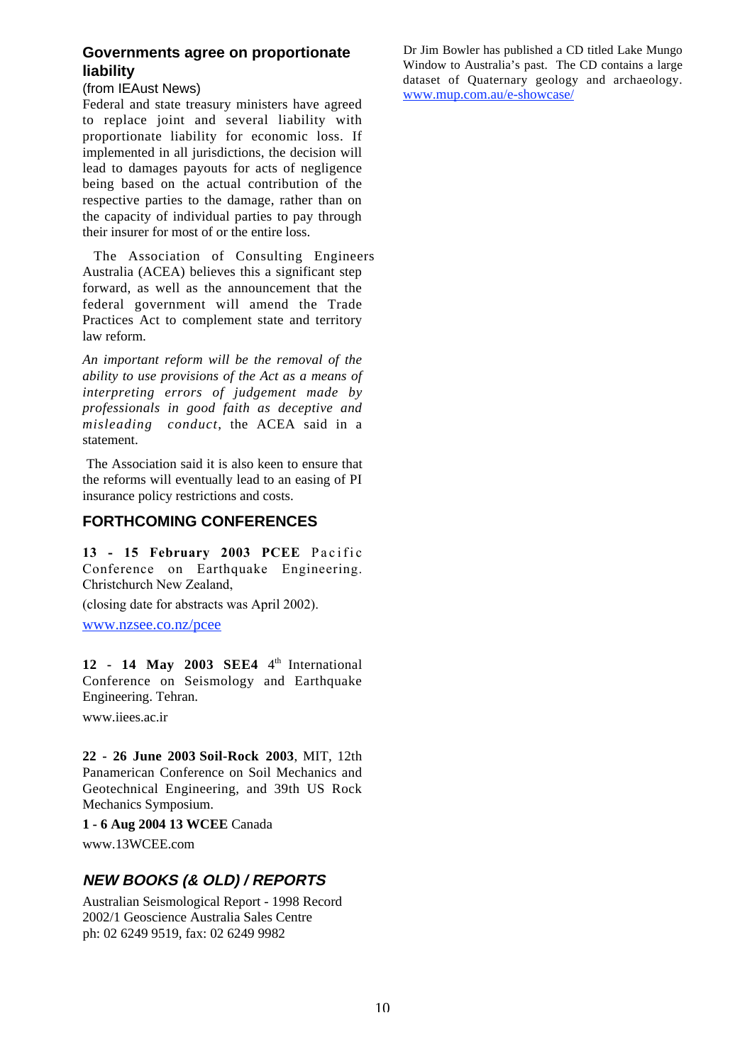## Governments agree on proportionate liability

(from IEAust News)

Federal and state treasury ministers have agreed to replace joint and several liability with proportionate liability for economic loss. If implemented in all jurisdictions, the decision will lead to damages payouts for acts of negligence being based on the actual contribution of the respective parties to the damage, rather than on the capacity of individual parties to pay through their insurer for most of or the entire loss.

The Association of Consulting Engineers Australia (ACEA) believes this a significant step forward, as well as the announcement that the federal government will amend the Trade Practices Act to complement state and territory law reform.

*An important reform will be the removal of the ability to use provisions of the Act as a means of interpreting errors of judgement made by professionals in good faith as deceptive and misleading conduct*, the ACEA said in a statement.

The Association said it is also keen to ensure that the reforms will eventually lead to an easing of PI insurance policy restrictions and costs.

## FORTHCOMING CONFERENCES

**13 - 15 February 2003 PCEE** Pacific Conference on Earthquake Engineering. Christchurch New Zealand,

(closing date for abstracts was April 2002).

www.nzsee.co.nz/pcee

**12 - 14 May 2003 SEE4** 4th International Conference on Seismology and Earthquake Engineering. Tehran.

www.iiees.ac.ir

**22 - 26 June 2003 Soil-Rock 2003**, MIT, 12th Panamerican Conference on Soil Mechanics and Geotechnical Engineering, and 39th US Rock Mechanics Symposium.

**1 - 6 Aug 2004 13 WCEE** Canada

www.13WCEE.com

## *NEW BOOKS (& OLD) / REPORTS*

Australian Seismological Report - 1998 Record 2002/1 Geoscience Australia Sales Centre
ph: 02 6249 9519, fax: 02 6249 9982

Dr Jim Bowler has published a CD titled Lake Mungo Window to Australia's past. The CD contains a large dataset of Quaternary geology and archaeology. www.mup.com.au/e-showcase/